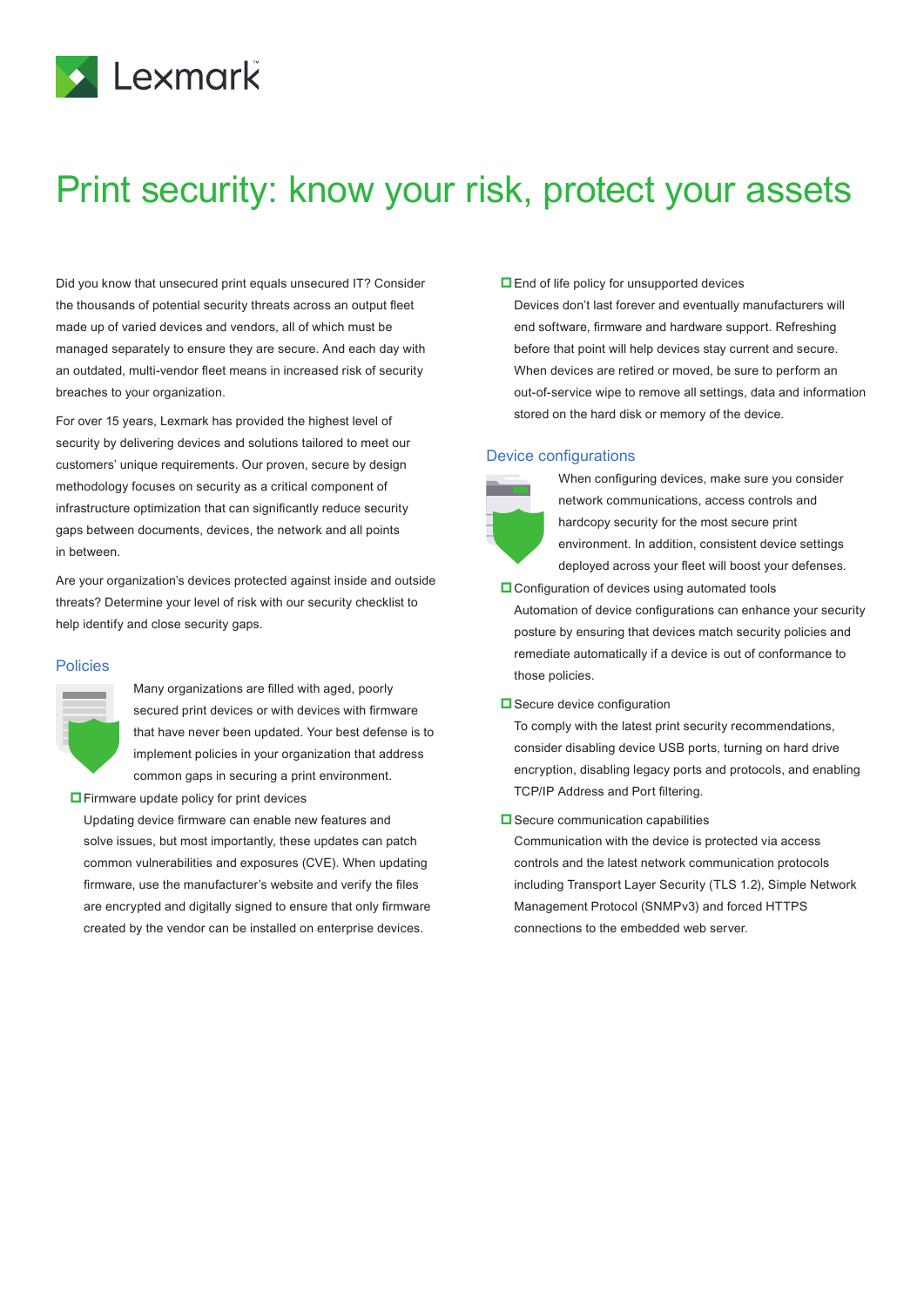Lexmark

# Print security: know your risk, protect your assets

Did you know that unsecured print equals unsecured IT? Consider the thousands of potential security threats across an output fleet made up of varied devices and vendors, all of which must be managed separately to ensure they are secure. And each day with an outdated, multi-vendor fleet means in increased risk of security breaches to your organization.

For over 15 years, Lexmark has provided the highest level of security by delivering devices and solutions tailored to meet our customers' unique requirements. Our proven, secure by design methodology focuses on security as a critical component of infrastructure optimization that can significantly reduce security gaps between documents, devices, the network and all points in between.

Are your organization's devices protected against inside and outside threats? Determine your level of risk with our security checklist to help identify and close security gaps.

## Policies

Many organizations are filled with aged, poorly secured print devices or with devices with firmware that have never been updated. Your best defense is to implement policies in your organization that address common gaps in securing a print environment.

- ☐ Firmware update policy for print devices

  Updating device firmware can enable new features and solve issues, but most importantly, these updates can patch common vulnerabilities and exposures (CVE). When updating firmware, use the manufacturer's website and verify the files are encrypted and digitally signed to ensure that only firmware created by the vendor can be installed on enterprise devices.

- ☐ End of life policy for unsupported devices

  Devices don't last forever and eventually manufacturers will end software, firmware and hardware support. Refreshing before that point will help devices stay current and secure. When devices are retired or moved, be sure to perform an out-of-service wipe to remove all settings, data and information stored on the hard disk or memory of the device.

## Device configurations

When configuring devices, make sure you consider network communications, access controls and hardcopy security for the most secure print environment. In addition, consistent device settings deployed across your fleet will boost your defenses.

- ☐ Configuration of devices using automated tools

  Automation of device configurations can enhance your security posture by ensuring that devices match security policies and remediate automatically if a device is out of conformance to those policies.

- ☐ Secure device configuration

  To comply with the latest print security recommendations, consider disabling device USB ports, turning on hard drive encryption, disabling legacy ports and protocols, and enabling TCP/IP Address and Port filtering.

- ☐ Secure communication capabilities

  Communication with the device is protected via access controls and the latest network communication protocols including Transport Layer Security (TLS 1.2), Simple Network Management Protocol (SNMPv3) and forced HTTPS connections to the embedded web server.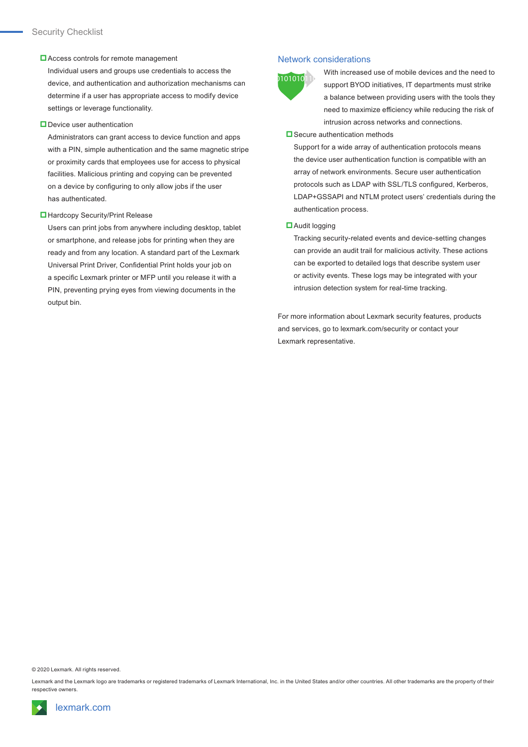- [ ] Access controls for remote management
  Individual users and groups use credentials to access the device, and authentication and authorization mechanisms can determine if a user has appropriate access to modify device settings or leverage functionality.

- [ ] Device user authentication
  Administrators can grant access to device function and apps with a PIN, simple authentication and the same magnetic stripe or proximity cards that employees use for access to physical facilities. Malicious printing and copying can be prevented on a device by configuring to only allow jobs if the user has authenticated.

- [ ] Hardcopy Security/Print Release
  Users can print jobs from anywhere including desktop, tablet or smartphone, and release jobs for printing when they are ready and from any location. A standard part of the Lexmark Universal Print Driver, Confidential Print holds your job on a specific Lexmark printer or MFP until you release it with a PIN, preventing prying eyes from viewing documents in the output bin.

## Network considerations

With increased use of mobile devices and the need to support BYOD initiatives, IT departments must strike a balance between providing users with the tools they need to maximize efficiency while reducing the risk of intrusion across networks and connections.

- [ ] Secure authentication methods
  Support for a wide array of authentication protocols means the device user authentication function is compatible with an array of network environments. Secure user authentication protocols such as LDAP with SSL/TLS configured, Kerberos, LDAP+GSSAPI and NTLM protect users' credentials during the authentication process.

- [ ] Audit logging
  Tracking security-related events and device-setting changes can provide an audit trail for malicious activity. These actions can be exported to detailed logs that describe system user or activity events. These logs may be integrated with your intrusion detection system for real-time tracking.

For more information about Lexmark security features, products and services, go to lexmark.com/security or contact your Lexmark representative.

© 2020 Lexmark. All rights reserved.

Lexmark and the Lexmark logo are trademarks or registered trademarks of Lexmark International, Inc. in the United States and/or other countries. All other trademarks are the property of their respective owners.

lexmark.com